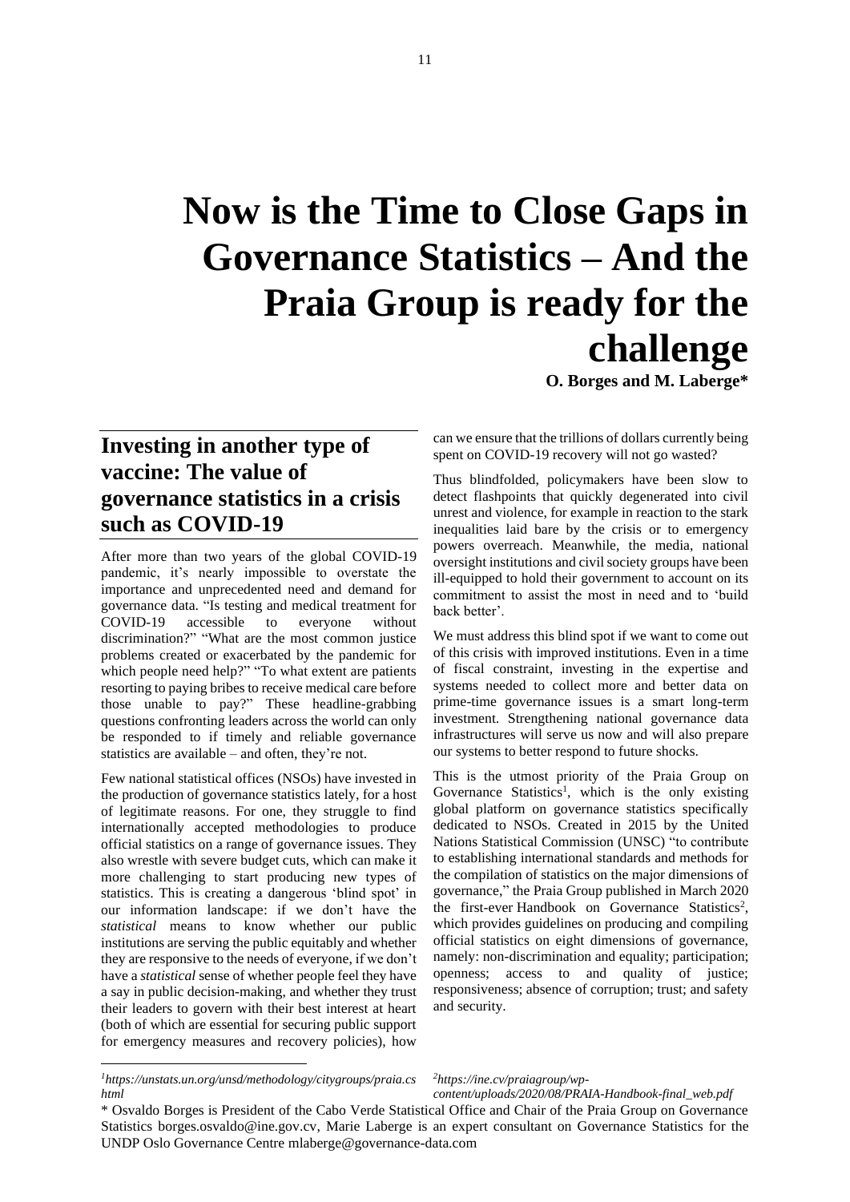# Now is the Time to Close Gaps in Governance Statistics – And the Praia Group is ready for the challenge

**O. Borges and M. Laberge***

## Investing in another type of vaccine: The value of governance statistics in a crisis such as COVID-19

After more than two years of the global COVID-19 pandemic, it's nearly impossible to overstate the importance and unprecedented need and demand for governance data. "Is testing and medical treatment for COVID-19 accessible to everyone without discrimination?" "What are the most common justice problems created or exacerbated by the pandemic for which people need help?" "To what extent are patients resorting to paying bribes to receive medical care before those unable to pay?" These headline-grabbing questions confronting leaders across the world can only be responded to if timely and reliable governance statistics are available – and often, they're not.

Few national statistical offices (NSOs) have invested in the production of governance statistics lately, for a host of legitimate reasons. For one, they struggle to find internationally accepted methodologies to produce official statistics on a range of governance issues. They also wrestle with severe budget cuts, which can make it more challenging to start producing new types of statistics. This is creating a dangerous 'blind spot' in our information landscape: if we don't have the *statistical* means to know whether our public institutions are serving the public equitably and whether they are responsive to the needs of everyone, if we don't have a *statistical* sense of whether people feel they have a say in public decision-making, and whether they trust their leaders to govern with their best interest at heart (both of which are essential for securing public support for emergency measures and recovery policies), how can we ensure that the trillions of dollars currently being spent on COVID-19 recovery will not go wasted?

Thus blindfolded, policymakers have been slow to detect flashpoints that quickly degenerated into civil unrest and violence, for example in reaction to the stark inequalities laid bare by the crisis or to emergency powers overreach. Meanwhile, the media, national oversight institutions and civil society groups have been ill-equipped to hold their government to account on its commitment to assist the most in need and to 'build back better'.

We must address this blind spot if we want to come out of this crisis with improved institutions. Even in a time of fiscal constraint, investing in the expertise and systems needed to collect more and better data on prime-time governance issues is a smart long-term investment. Strengthening national governance data infrastructures will serve us now and will also prepare our systems to better respond to future shocks.

This is the utmost priority of the Praia Group on Governance Statistics[1], which is the only existing global platform on governance statistics specifically dedicated to NSOs. Created in 2015 by the United Nations Statistical Commission (UNSC) "to contribute to establishing international standards and methods for the compilation of statistics on the major dimensions of governance," the Praia Group published in March 2020 the first-ever Handbook on Governance Statistics[2], which provides guidelines on producing and compiling official statistics on eight dimensions of governance, namely: non-discrimination and equality; participation; openness; access to and quality of justice; responsiveness; absence of corruption; trust; and safety and security.

---

[1] *https://unstats.un.org/unsd/methodology/citygroups/praia.cshtml*

[2] *https://ine.cv/praiagroup/wp-content/uploads/2020/08/PRAIA-Handbook-final_web.pdf*

\* Osvaldo Borges is President of the Cabo Verde Statistical Office and Chair of the Praia Group on Governance Statistics borges.osvaldo@ine.gov.cv, Marie Laberge is an expert consultant on Governance Statistics for the UNDP Oslo Governance Centre mlaberge@governance-data.com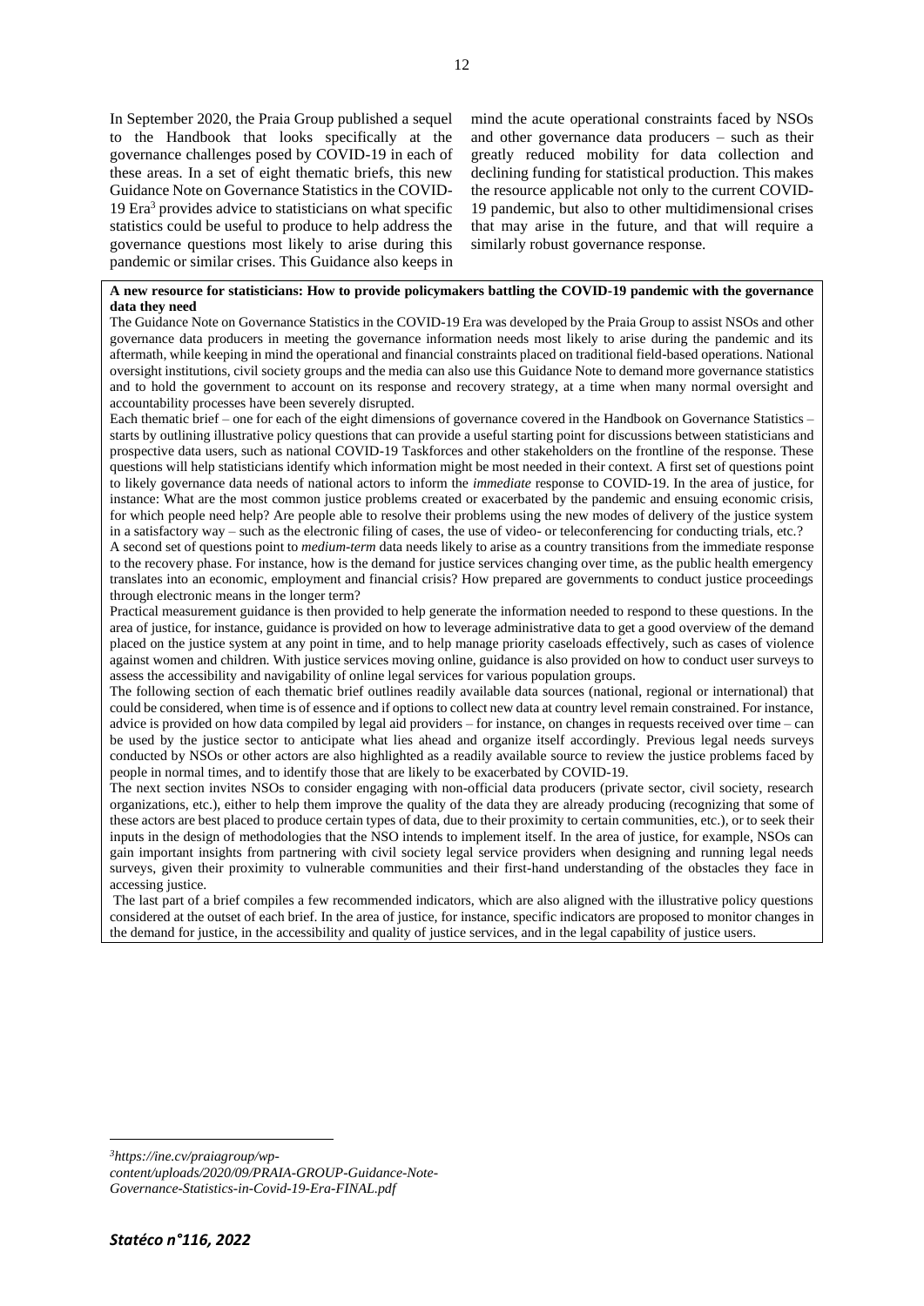In September 2020, the Praia Group published a sequel to the Handbook that looks specifically at the governance challenges posed by COVID-19 in each of these areas. In a set of eight thematic briefs, this new Guidance Note on Governance Statistics in the COVID-19 Era[3] provides advice to statisticians on what specific statistics could be useful to produce to help address the governance questions most likely to arise during this pandemic or similar crises. This Guidance also keeps in mind the acute operational constraints faced by NSOs and other governance data producers – such as their greatly reduced mobility for data collection and declining funding for statistical production. This makes the resource applicable not only to the current COVID-19 pandemic, but also to other multidimensional crises that may arise in the future, and that will require a similarly robust governance response.

**A new resource for statisticians: How to provide policymakers battling the COVID-19 pandemic with the governance data they need**

The Guidance Note on Governance Statistics in the COVID-19 Era was developed by the Praia Group to assist NSOs and other governance data producers in meeting the governance information needs most likely to arise during the pandemic and its aftermath, while keeping in mind the operational and financial constraints placed on traditional field-based operations. National oversight institutions, civil society groups and the media can also use this Guidance Note to demand more governance statistics and to hold the government to account on its response and recovery strategy, at a time when many normal oversight and accountability processes have been severely disrupted.

Each thematic brief – one for each of the eight dimensions of governance covered in the Handbook on Governance Statistics – starts by outlining illustrative policy questions that can provide a useful starting point for discussions between statisticians and prospective data users, such as national COVID-19 Taskforces and other stakeholders on the frontline of the response. These questions will help statisticians identify which information might be most needed in their context. A first set of questions point to likely governance data needs of national actors to inform the *immediate* response to COVID-19. In the area of justice, for instance: What are the most common justice problems created or exacerbated by the pandemic and ensuing economic crisis, for which people need help? Are people able to resolve their problems using the new modes of delivery of the justice system in a satisfactory way – such as the electronic filing of cases, the use of video- or teleconferencing for conducting trials, etc.?

A second set of questions point to *medium-term* data needs likely to arise as a country transitions from the immediate response to the recovery phase. For instance, how is the demand for justice services changing over time, as the public health emergency translates into an economic, employment and financial crisis? How prepared are governments to conduct justice proceedings through electronic means in the longer term?

Practical measurement guidance is then provided to help generate the information needed to respond to these questions. In the area of justice, for instance, guidance is provided on how to leverage administrative data to get a good overview of the demand placed on the justice system at any point in time, and to help manage priority caseloads effectively, such as cases of violence against women and children. With justice services moving online, guidance is also provided on how to conduct user surveys to assess the accessibility and navigability of online legal services for various population groups.

The following section of each thematic brief outlines readily available data sources (national, regional or international) that could be considered, when time is of essence and if options to collect new data at country level remain constrained. For instance, advice is provided on how data compiled by legal aid providers – for instance, on changes in requests received over time – can be used by the justice sector to anticipate what lies ahead and organize itself accordingly. Previous legal needs surveys conducted by NSOs or other actors are also highlighted as a readily available source to review the justice problems faced by people in normal times, and to identify those that are likely to be exacerbated by COVID-19.

The next section invites NSOs to consider engaging with non-official data producers (private sector, civil society, research organizations, etc.), either to help them improve the quality of the data they are already producing (recognizing that some of these actors are best placed to produce certain types of data, due to their proximity to certain communities, etc.), or to seek their inputs in the design of methodologies that the NSO intends to implement itself. In the area of justice, for example, NSOs can gain important insights from partnering with civil society legal service providers when designing and running legal needs surveys, given their proximity to vulnerable communities and their first-hand understanding of the obstacles they face in accessing justice.

The last part of a brief compiles a few recommended indicators, which are also aligned with the illustrative policy questions considered at the outset of each brief. In the area of justice, for instance, specific indicators are proposed to monitor changes in the demand for justice, in the accessibility and quality of justice services, and in the legal capability of justice users.

[3] *https://ine.cv/praiagroup/wp-content/uploads/2020/09/PRAIA-GROUP-Guidance-Note-Governance-Statistics-in-Covid-19-Era-FINAL.pdf*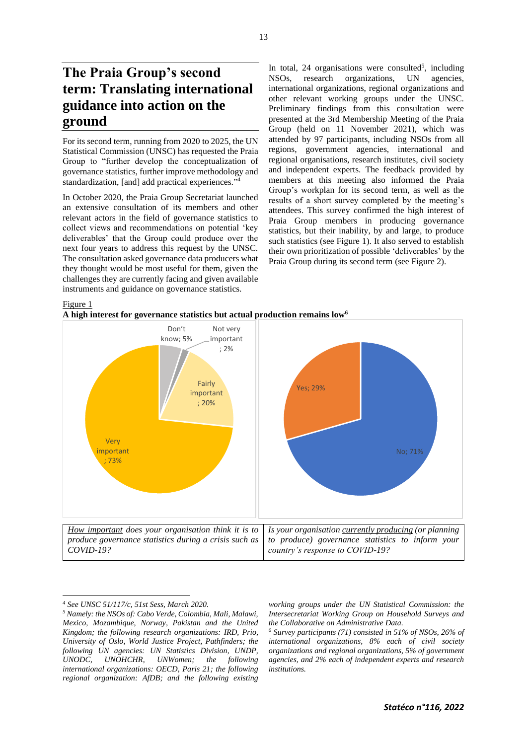## The Praia Group's second term: Translating international guidance into action on the ground

For its second term, running from 2020 to 2025, the UN Statistical Commission (UNSC) has requested the Praia Group to "further develop the conceptualization of governance statistics, further improve methodology and standardization, [and] add practical experiences."[4]

In October 2020, the Praia Group Secretariat launched an extensive consultation of its members and other relevant actors in the field of governance statistics to collect views and recommendations on potential 'key deliverables' that the Group could produce over the next four years to address this request by the UNSC. The consultation asked governance data producers what they thought would be most useful for them, given the challenges they are currently facing and given available instruments and guidance on governance statistics.

In total, 24 organisations were consulted[5], including NSOs, research organizations, UN agencies, international organizations, regional organizations and other relevant working groups under the UNSC. Preliminary findings from this consultation were presented at the 3rd Membership Meeting of the Praia Group (held on 11 November 2021), which was attended by 97 participants, including NSOs from all regions, government agencies, international and regional organisations, research institutes, civil society and independent experts. The feedback provided by members at this meeting also informed the Praia Group's workplan for its second term, as well as the results of a short survey completed by the meeting's attendees. This survey confirmed the high interest of Praia Group members in producing governance statistics, but their inability, by and large, to produce such statistics (see Figure 1). It also served to establish their own prioritization of possible 'deliverables' by the Praia Group during its second term (see Figure 2).

Figure 1

**A high interest for governance statistics but actual production remains low**[6]

| Response | Share |
|---|---|
| Very important | 73% |
| Fairly important | 20% |
| Not very important | 2% |
| Don't know | 5% |

*How important does your organisation think it is to produce governance statistics during a crisis such as COVID-19?*

| Response | Share |
|---|---|
| Yes | 29% |
| No | 71% |

*Is your organisation currently producing (or planning to produce) governance statistics to inform your country's response to COVID-19?*

---

*[4] See UNSC 51/117/c, 51st Sess, March 2020.*

*[5] Namely: the NSOs of: Cabo Verde, Colombia, Mali, Malawi, Mexico, Mozambique, Norway, Pakistan and the United Kingdom; the following research organizations: IRD, Prio, University of Oslo, World Justice Project, Pathfinders; the following UN agencies: UN Statistics Division, UNDP, UNODC, UNOHCHR, UNWomen; the following international organizations: OECD, Paris 21; the following regional organization: AfDB; and the following existing working groups under the UN Statistical Commission: the Intersecretariat Working Group on Household Surveys and the Collaborative on Administrative Data.*

*[6] Survey participants (71) consisted in 51% of NSOs, 26% of international organizations, 8% each of civil society organizations and regional organizations, 5% of government agencies, and 2% each of independent experts and research institutions.*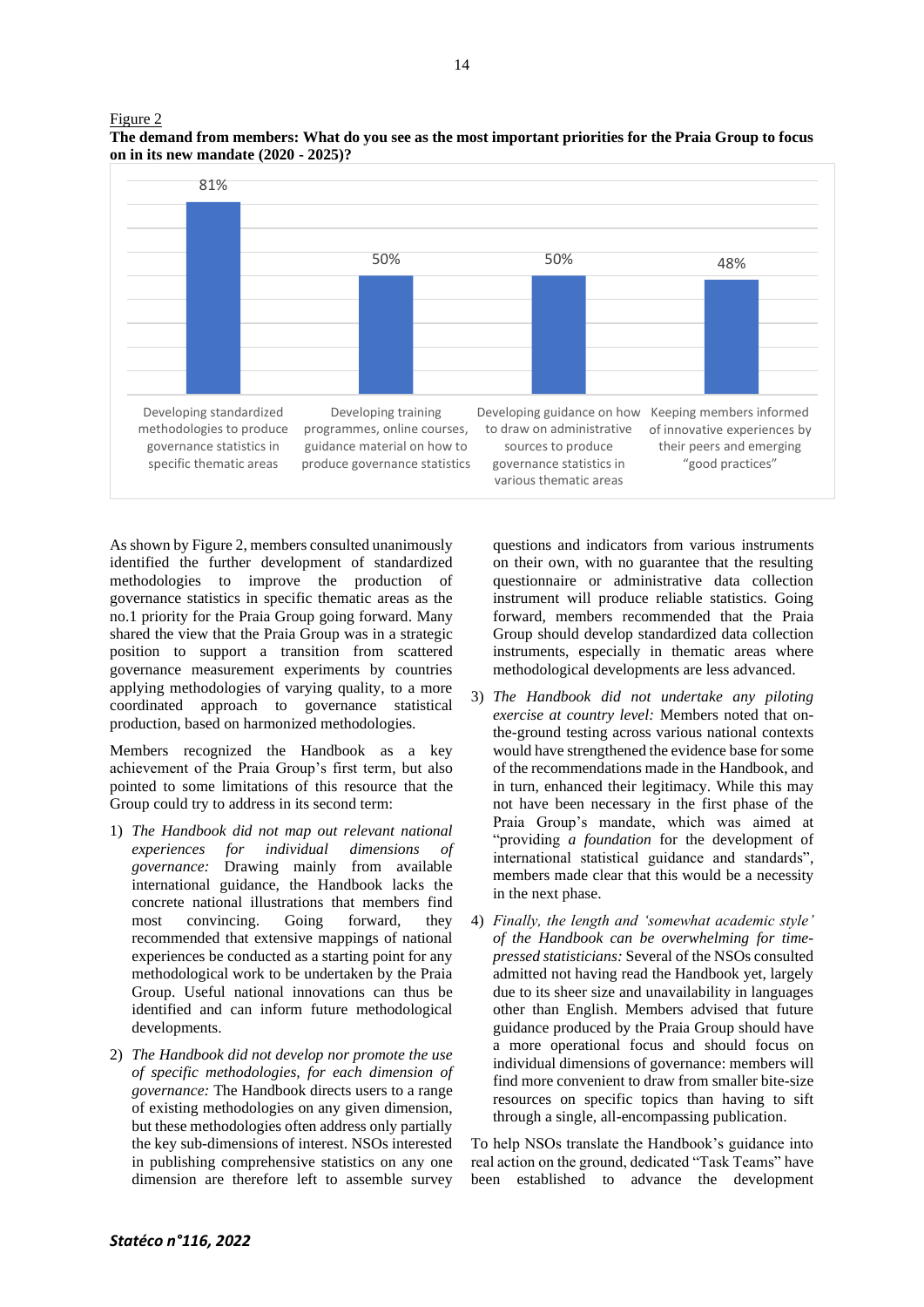Figure 2

**The demand from members: What do you see as the most important priorities for the Praia Group to focus on in its new mandate (2020 - 2025)?**

| Priority | Share |
|---|---|
| Developing standardized methodologies to produce governance statistics in specific thematic areas | 81% |
| Developing training programmes, online courses, guidance material on how to produce governance statistics | 50% |
| Developing guidance on how to draw on administrative sources to produce governance statistics in various thematic areas | 50% |
| Keeping members informed of innovative experiences by their peers and emerging "good practices" | 48% |

As shown by Figure 2, members consulted unanimously identified the further development of standardized methodologies to improve the production of governance statistics in specific thematic areas as the no.1 priority for the Praia Group going forward. Many shared the view that the Praia Group was in a strategic position to support a transition from scattered governance measurement experiments by countries applying methodologies of varying quality, to a more coordinated approach to governance statistical production, based on harmonized methodologies.

Members recognized the Handbook as a key achievement of the Praia Group's first term, but also pointed to some limitations of this resource that the Group could try to address in its second term:

1) *The Handbook did not map out relevant national experiences for individual dimensions of governance:* Drawing mainly from available international guidance, the Handbook lacks the concrete national illustrations that members find most convincing. Going forward, they recommended that extensive mappings of national experiences be conducted as a starting point for any methodological work to be undertaken by the Praia Group. Useful national innovations can thus be identified and can inform future methodological developments.

2) *The Handbook did not develop nor promote the use of specific methodologies, for each dimension of governance:* The Handbook directs users to a range of existing methodologies on any given dimension, but these methodologies often address only partially the key sub-dimensions of interest. NSOs interested in publishing comprehensive statistics on any one dimension are therefore left to assemble survey questions and indicators from various instruments on their own, with no guarantee that the resulting questionnaire or administrative data collection instrument will produce reliable statistics. Going forward, members recommended that the Praia Group should develop standardized data collection instruments, especially in thematic areas where methodological developments are less advanced.

3) *The Handbook did not undertake any piloting exercise at country level:* Members noted that on-the-ground testing across various national contexts would have strengthened the evidence base for some of the recommendations made in the Handbook, and in turn, enhanced their legitimacy. While this may not have been necessary in the first phase of the Praia Group's mandate, which was aimed at "providing *a foundation* for the development of international statistical guidance and standards", members made clear that this would be a necessity in the next phase.

4) *Finally, the length and 'somewhat academic style' of the Handbook can be overwhelming for time-pressed statisticians:* Several of the NSOs consulted admitted not having read the Handbook yet, largely due to its sheer size and unavailability in languages other than English. Members advised that future guidance produced by the Praia Group should have a more operational focus and should focus on individual dimensions of governance: members will find more convenient to draw from smaller bite-size resources on specific topics than having to sift through a single, all-encompassing publication.

To help NSOs translate the Handbook's guidance into real action on the ground, dedicated "Task Teams" have been established to advance the development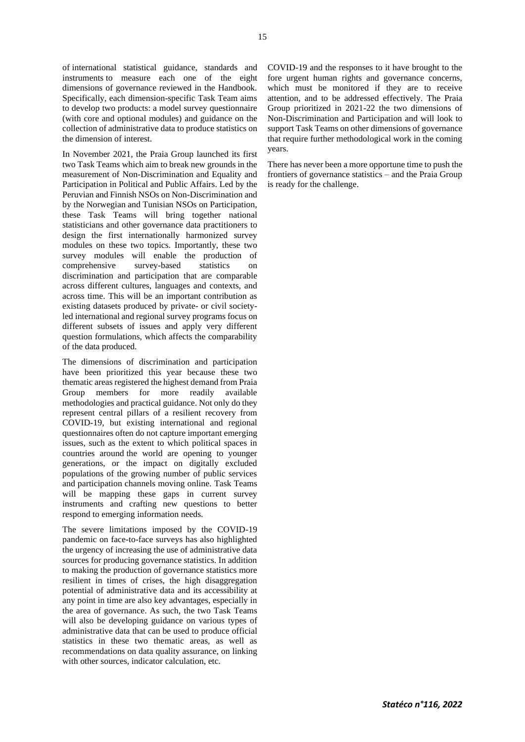of international statistical guidance, standards and instruments to measure each one of the eight dimensions of governance reviewed in the Handbook. Specifically, each dimension-specific Task Team aims to develop two products: a model survey questionnaire (with core and optional modules) and guidance on the collection of administrative data to produce statistics on the dimension of interest.

In November 2021, the Praia Group launched its first two Task Teams which aim to break new grounds in the measurement of Non-Discrimination and Equality and Participation in Political and Public Affairs. Led by the Peruvian and Finnish NSOs on Non-Discrimination and by the Norwegian and Tunisian NSOs on Participation, these Task Teams will bring together national statisticians and other governance data practitioners to design the first internationally harmonized survey modules on these two topics. Importantly, these two survey modules will enable the production of comprehensive survey-based statistics on discrimination and participation that are comparable across different cultures, languages and contexts, and across time. This will be an important contribution as existing datasets produced by private- or civil society-led international and regional survey programs focus on different subsets of issues and apply very different question formulations, which affects the comparability of the data produced.

The dimensions of discrimination and participation have been prioritized this year because these two thematic areas registered the highest demand from Praia Group members for more readily available methodologies and practical guidance. Not only do they represent central pillars of a resilient recovery from COVID-19, but existing international and regional questionnaires often do not capture important emerging issues, such as the extent to which political spaces in countries around the world are opening to younger generations, or the impact on digitally excluded populations of the growing number of public services and participation channels moving online. Task Teams will be mapping these gaps in current survey instruments and crafting new questions to better respond to emerging information needs.

The severe limitations imposed by the COVID-19 pandemic on face-to-face surveys has also highlighted the urgency of increasing the use of administrative data sources for producing governance statistics. In addition to making the production of governance statistics more resilient in times of crises, the high disaggregation potential of administrative data and its accessibility at any point in time are also key advantages, especially in the area of governance. As such, the two Task Teams will also be developing guidance on various types of administrative data that can be used to produce official statistics in these two thematic areas, as well as recommendations on data quality assurance, on linking with other sources, indicator calculation, etc.

COVID-19 and the responses to it have brought to the fore urgent human rights and governance concerns, which must be monitored if they are to receive attention, and to be addressed effectively. The Praia Group prioritized in 2021-22 the two dimensions of Non-Discrimination and Participation and will look to support Task Teams on other dimensions of governance that require further methodological work in the coming years.

There has never been a more opportune time to push the frontiers of governance statistics – and the Praia Group is ready for the challenge.